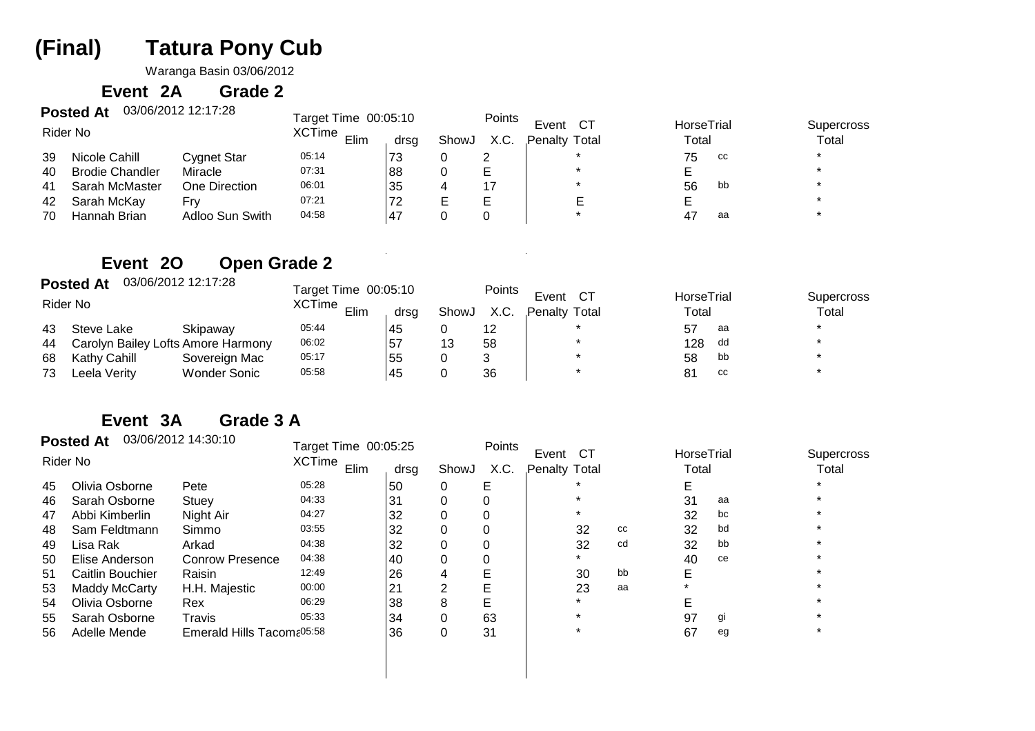# (Final) Tatura Pony Cub

Waranga Basin 03/06/2012

## Event 2A Grade 2

**Posted At** 03/06/2012 12:17:28

Target Time 00:05:10

| Rider No | | | XCTime | Elim | drsg | ShowJ | Points X.C. | Event Penalty | CT Total | | HorseTrial Total | | Supercross Total |
|---|---|---|---|---|---|---|---|---|---|---|---|---|---|
| 39 | Nicole Cahill | Cygnet Star | 05:14 | | 73 | 0 | 2 | | * | | 75 | cc | * |
| 40 | Brodie Chandler | Miracle | 07:31 | | 88 | 0 | E | | * | | E | | * |
| 41 | Sarah McMaster | One Direction | 06:01 | | 35 | 4 | 17 | | * | | 56 | bb | * |
| 42 | Sarah McKay | Fry | 07:21 | | 72 | E | E | | E | | E | | * |
| 70 | Hannah Brian | Adloo Sun Swith | 04:58 | | 47 | 0 | 0 | | * | | 47 | aa | * |

## Event 2O Open Grade 2

**Posted At** 03/06/2012 12:17:28

Target Time 00:05:10

| Rider No | | | XCTime | Elim | drsg | ShowJ | Points X.C. | Event Penalty | CT Total | | HorseTrial Total | | Supercross Total |
|---|---|---|---|---|---|---|---|---|---|---|---|---|---|
| 43 | Steve Lake | Skipaway | 05:44 | | 45 | 0 | 12 | | * | | 57 | aa | * |
| 44 | Carolyn Bailey Lofts | Amore Harmony | 06:02 | | 57 | 13 | 58 | | * | | 128 | dd | * |
| 68 | Kathy Cahill | Sovereign Mac | 05:17 | | 55 | 0 | 3 | | * | | 58 | bb | * |
| 73 | Leela Verity | Wonder Sonic | 05:58 | | 45 | 0 | 36 | | * | | 81 | cc | * |

## Event 3A Grade 3 A

**Posted At** 03/06/2012 14:30:10

Target Time 00:05:25

| Rider No | | | XCTime | Elim | drsg | ShowJ | Points X.C. | Event Penalty | CT Total | | HorseTrial Total | | Supercross Total |
|---|---|---|---|---|---|---|---|---|---|---|---|---|---|
| 45 | Olivia Osborne | Pete | 05:28 | | 50 | 0 | E | | * | | E | | * |
| 46 | Sarah Osborne | Stuey | 04:33 | | 31 | 0 | 0 | | * | | 31 | aa | * |
| 47 | Abbi Kimberlin | Night Air | 04:27 | | 32 | 0 | 0 | | * | | 32 | bc | * |
| 48 | Sam Feldtmann | Simmo | 03:55 | | 32 | 0 | 0 | | 32 | cc | 32 | bd | * |
| 49 | Lisa Rak | Arkad | 04:38 | | 32 | 0 | 0 | | 32 | cd | 32 | bb | * |
| 50 | Elise Anderson | Conrow Presence | 04:38 | | 40 | 0 | 0 | | * | | 40 | ce | * |
| 51 | Caitlin Bouchier | Raisin | 12:49 | | 26 | 4 | E | | 30 | bb | E | | * |
| 53 | Maddy McCarty | H.H. Majestic | 00:00 | | 21 | 2 | E | | 23 | aa | * | | * |
| 54 | Olivia Osborne | Rex | 06:29 | | 38 | 8 | E | | * | | E | | * |
| 55 | Sarah Osborne | Travis | 05:33 | | 34 | 0 | 63 | | * | | 97 | gi | * |
| 56 | Adelle Mende | Emerald Hills Tacoma | 05:58 | | 36 | 0 | 31 | | * | | 67 | eg | * |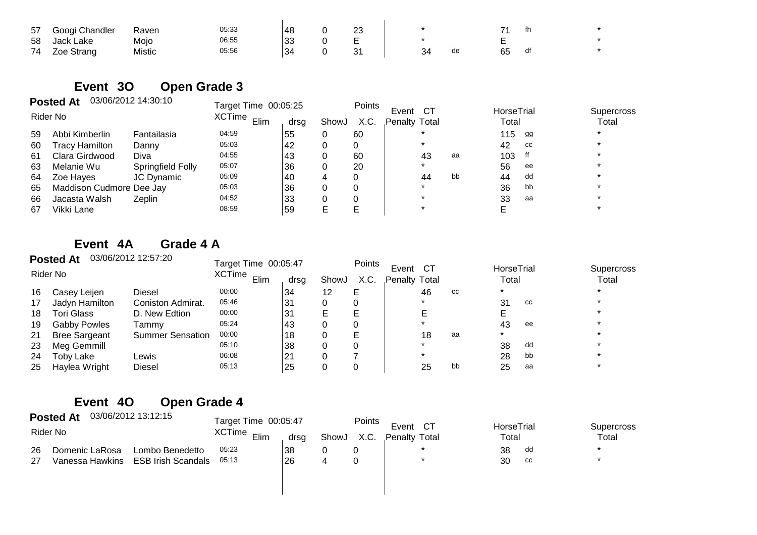| | | | | | | | | | | | | | | |
|---|---|---|---|---|---|---|---|---|---|---|---|---|---|---|
| 57 | Googi Chandler | Raven | 05:33 | | 48 | 0 | 23 | | * | | 71 | fh | * |
| 58 | Jack Lake | Mojo | 06:55 | | 33 | 0 | E | | * | | E | | * |
| 74 | Zoe Strang | Mistic | 05:56 | | 34 | 0 | 31 | | 34 | de | 65 | df | * |

## Event 3O Open Grade 3

**Posted At** 03/06/2012 14:30:10

Target Time 00:05:25

| Rider | No | | XCTime | Elim | drsg | ShowJ | Points X.C. | Event Penalty | CT Total | | HorseTrial Total | | Supercross Total |
|---|---|---|---|---|---|---|---|---|---|---|---|---|---|
| 59 | Abbi Kimberlin | Fantailasia | 04:59 | | 55 | 0 | 60 | | * | | 115 | gg | * |
| 60 | Tracy Hamilton | Danny | 05:03 | | 42 | 0 | 0 | | * | | 42 | cc | * |
| 61 | Clara Girdwood | Diva | 04:55 | | 43 | 0 | 60 | | 43 | aa | 103 | ff | * |
| 63 | Melanie Wu | Springfield Folly | 05:07 | | 36 | 0 | 20 | | * | | 56 | ee | * |
| 64 | Zoe Hayes | JC Dynamic | 05:09 | | 40 | 4 | 0 | | 44 | bb | 44 | dd | * |
| 65 | Maddison Cudmore | Dee Jay | 05:03 | | 36 | 0 | 0 | | * | | 36 | bb | * |
| 66 | Jacasta Walsh | Zeplin | 04:52 | | 33 | 0 | 0 | | * | | 33 | aa | * |
| 67 | Vikki Lane | | 08:59 | | 59 | E | E | | * | | E | | * |

## Event 4A Grade 4 A

**Posted At** 03/06/2012 12:57:20

Target Time 00:05:47

| Rider | No | | XCTime | Elim | drsg | ShowJ | Points X.C. | Event Penalty | CT Total | | HorseTrial Total | | Supercross Total |
|---|---|---|---|---|---|---|---|---|---|---|---|---|---|
| 16 | Casey Leijen | Diesel | 00:00 | | 34 | 12 | E | | 46 | cc | * | | * |
| 17 | Jadyn Hamilton | Coniston Admirat. | 05:46 | | 31 | 0 | 0 | | * | | 31 | cc | * |
| 18 | Tori Glass | D. New Edtion | 00:00 | | 31 | E | E | | E | | E | | * |
| 19 | Gabby Powles | Tammy | 05:24 | | 43 | 0 | 0 | | * | | 43 | ee | * |
| 21 | Bree Sargeant | Summer Sensation | 00:00 | | 18 | 0 | E | | 18 | aa | * | | * |
| 23 | Meg Gemmill | | 05:10 | | 38 | 0 | 0 | | * | | 38 | dd | * |
| 24 | Toby Lake | Lewis | 06:08 | | 21 | 0 | 7 | | * | | 28 | bb | * |
| 25 | Haylea Wright | Diesel | 05:13 | | 25 | 0 | 0 | | 25 | bb | 25 | aa | * |

## Event 4O Open Grade 4

**Posted At** 03/06/2012 13:12:15

Target Time 00:05:47

| Rider | No | | XCTime | Elim | drsg | ShowJ | Points X.C. | Event Penalty | CT Total | | HorseTrial Total | | Supercross Total |
|---|---|---|---|---|---|---|---|---|---|---|---|---|---|
| 26 | Domenic LaRosa | Lombo Benedetto | 05:23 | | 38 | 0 | 0 | | * | | 38 | dd | * |
| 27 | Vanessa Hawkins | ESB Irish Scandals | 05:13 | | 26 | 4 | 0 | | * | | 30 | cc | * |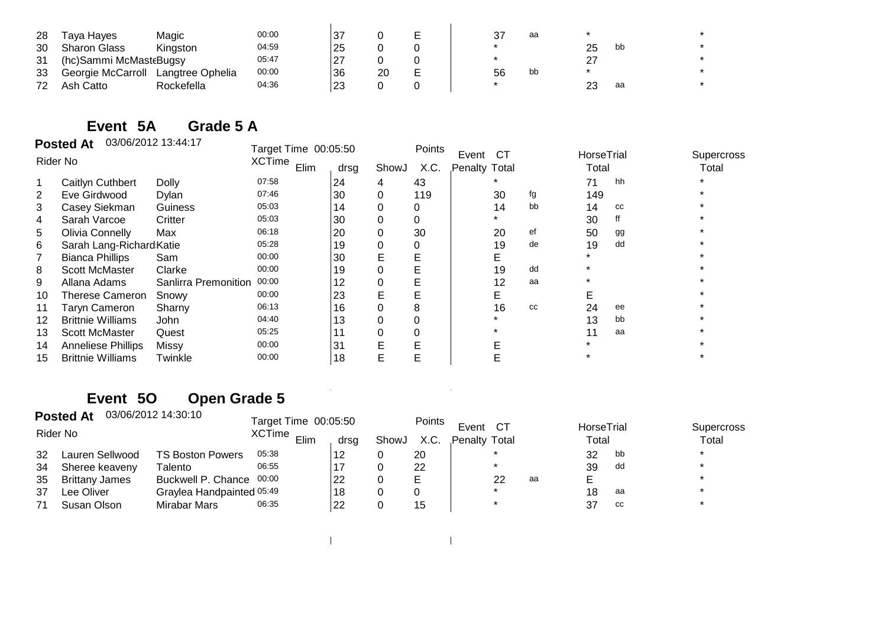| | | | | | | | | | | | | | |
|---|---|---|---|---|---|---|---|---|---|---|---|---|---|
| 28 | Taya Hayes | Magic | 00:00 | | 37 | 0 | E | | 37 | aa | * | | * |
| 30 | Sharon Glass | Kingston | 04:59 | | 25 | 0 | 0 | | * | | 25 | bb | * |
| 31 | (hc)Sammi McMasteBugsy | | 05:47 | | 27 | 0 | 0 | | * | | 27 | | * |
| 33 | Georgie McCarroll | Langtree Ophelia | 00:00 | | 36 | 20 | E | | 56 | bb | * | | * |
| 72 | Ash Catto | Rockefella | 04:36 | | 23 | 0 | 0 | | * | | 23 | aa | * |

## Event 5A Grade 5 A

**Posted At** 03/06/2012 13:44:17

Target Time 00:05:50

| Rider No | | | XCTime | Elim | drsg | ShowJ | Points X.C. | Event Penalty | CT Total | | HorseTrial Total | | Supercross Total |
|---|---|---|---|---|---|---|---|---|---|---|---|---|---|
| 1 | Caitlyn Cuthbert | Dolly | 07:58 | | 24 | 4 | 43 | | * | | 71 | hh | * |
| 2 | Eve Girdwood | Dylan | 07:46 | | 30 | 0 | 119 | | 30 | fg | 149 | | * |
| 3 | Casey Siekman | Guiness | 05:03 | | 14 | 0 | 0 | | 14 | bb | 14 | cc | * |
| 4 | Sarah Varcoe | Critter | 05:03 | | 30 | 0 | 0 | | * | | 30 | ff | * |
| 5 | Olivia Connelly | Max | 06:18 | | 20 | 0 | 30 | | 20 | ef | 50 | gg | * |
| 6 | Sarah Lang-RichardKatie | | 05:28 | | 19 | 0 | 0 | | 19 | de | 19 | dd | * |
| 7 | Bianca Phillips | Sam | 00:00 | | 30 | E | E | | E | | * | | * |
| 8 | Scott McMaster | Clarke | 00:00 | | 19 | 0 | E | | 19 | dd | * | | * |
| 9 | Allana Adams | Sanlirra Premonition | 00:00 | | 12 | 0 | E | | 12 | aa | * | | * |
| 10 | Therese Cameron | Snowy | 00:00 | | 23 | E | E | | E | | E | | * |
| 11 | Taryn Cameron | Sharny | 06:13 | | 16 | 0 | 8 | | 16 | cc | 24 | ee | * |
| 12 | Brittnie Williams | John | 04:40 | | 13 | 0 | 0 | | * | | 13 | bb | * |
| 13 | Scott McMaster | Quest | 05:25 | | 11 | 0 | 0 | | * | | 11 | aa | * |
| 14 | Anneliese Phillips | Missy | 00:00 | | 31 | E | E | | E | | * | | * |
| 15 | Brittnie Williams | Twinkle | 00:00 | | 18 | E | E | | E | | * | | * |

## Event 5O Open Grade 5

**Posted At** 03/06/2012 14:30:10

Target Time 00:05:50

| Rider No | | | XCTime | Elim | drsg | ShowJ | Points X.C. | Event Penalty | CT Total | | HorseTrial Total | | Supercross Total |
|---|---|---|---|---|---|---|---|---|---|---|---|---|---|
| 32 | Lauren Sellwood | TS Boston Powers | 05:38 | | 12 | 0 | 20 | | * | | 32 | bb | * |
| 34 | Sheree keaveny | Talento | 06:55 | | 17 | 0 | 22 | | * | | 39 | dd | * |
| 35 | Brittany James | Buckwell P. Chance | 00:00 | | 22 | 0 | E | | 22 | aa | E | | * |
| 37 | Lee Oliver | Graylea Handpainted | 05:49 | | 18 | 0 | 0 | | * | | 18 | aa | * |
| 71 | Susan Olson | Mirabar Mars | 06:35 | | 22 | 0 | 15 | | * | | 37 | cc | * |